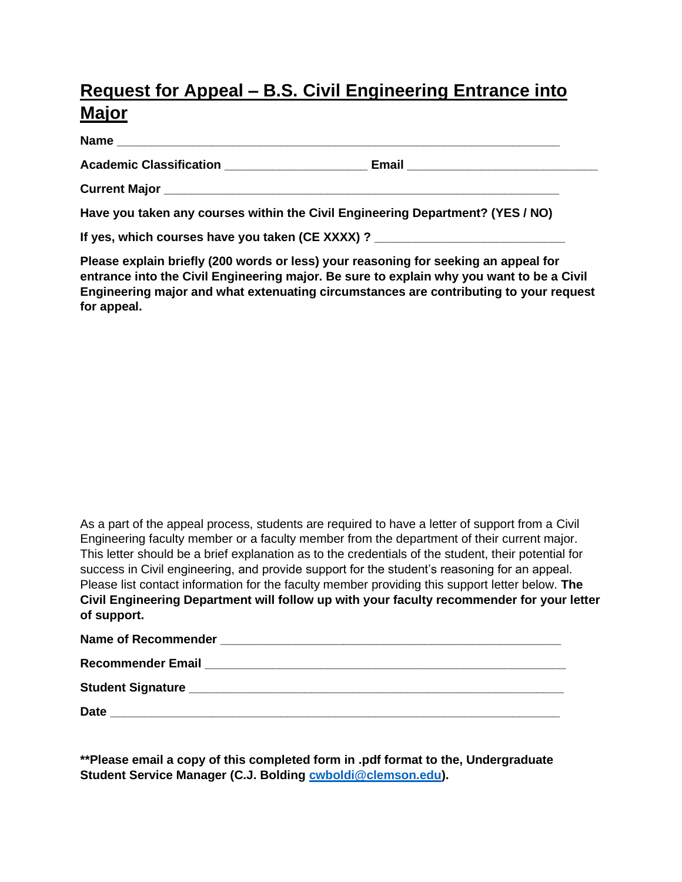# Request for Appeal – B.S. Civil Engineering Entrance into Major

**Name** ______________________________________________________________

**Academic Classification** ____________________ **Email** __________________________

**Current Major** _______________________________________________________

**Have you taken any courses within the Civil Engineering Department? (YES / NO)**

**If yes, which courses have you taken (CE XXXX) ?** ___________________________

**Please explain briefly (200 words or less) your reasoning for seeking an appeal for entrance into the Civil Engineering major. Be sure to explain why you want to be a Civil Engineering major and what extenuating circumstances are contributing to your request for appeal.**

As a part of the appeal process, students are required to have a letter of support from a Civil Engineering faculty member or a faculty member from the department of their current major. This letter should be a brief explanation as to the credentials of the student, their potential for success in Civil engineering, and provide support for the student's reasoning for an appeal. Please list contact information for the faculty member providing this support letter below. **The Civil Engineering Department will follow up with your faculty recommender for your letter of support.**

**Name of Recommender** ________________________________________________

**Recommender Email** __________________________________________________

**Student Signature** ___________________________________________________

**Date** _______________________________________________________________

**\*\*Please email a copy of this completed form in .pdf format to the, Undergraduate Student Service Manager (C.J. Bolding [cwboldi@clemson.edu](mailto:cwboldi@clemson.edu)).**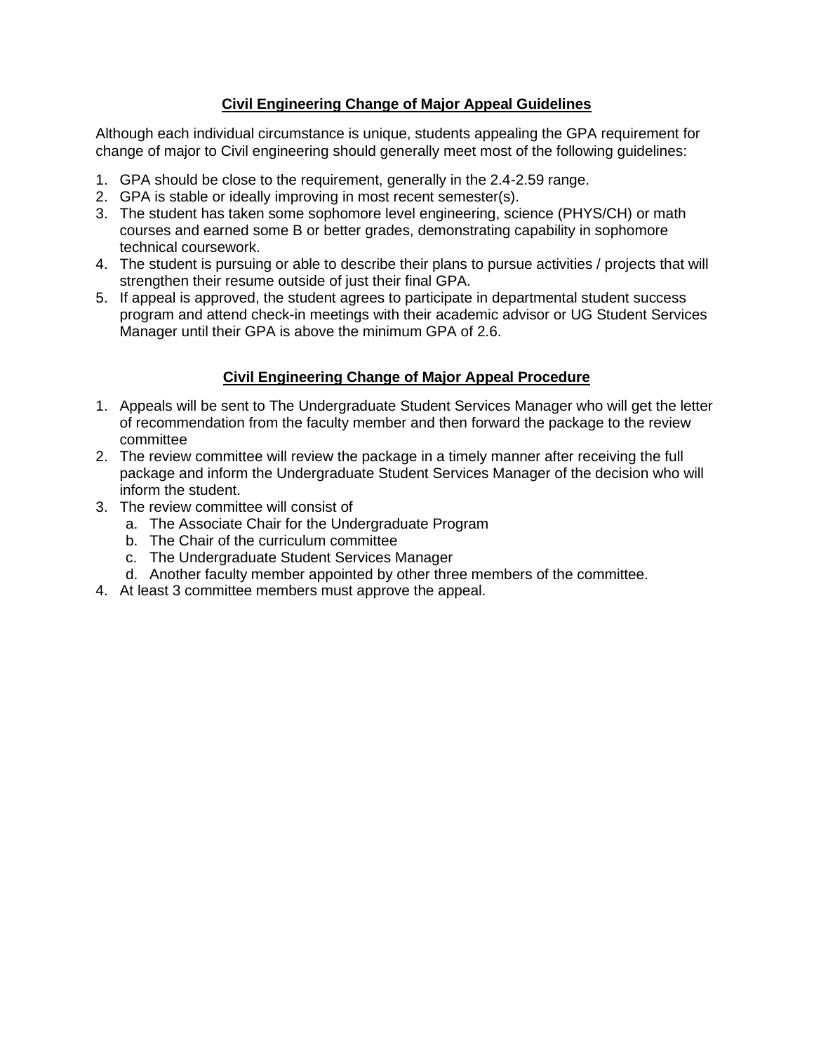## Civil Engineering Change of Major Appeal Guidelines

Although each individual circumstance is unique, students appealing the GPA requirement for change of major to Civil engineering should generally meet most of the following guidelines:

1. GPA should be close to the requirement, generally in the 2.4-2.59 range.
2. GPA is stable or ideally improving in most recent semester(s).
3. The student has taken some sophomore level engineering, science (PHYS/CH) or math courses and earned some B or better grades, demonstrating capability in sophomore technical coursework.
4. The student is pursuing or able to describe their plans to pursue activities / projects that will strengthen their resume outside of just their final GPA.
5. If appeal is approved, the student agrees to participate in departmental student success program and attend check-in meetings with their academic advisor or UG Student Services Manager until their GPA is above the minimum GPA of 2.6.

## Civil Engineering Change of Major Appeal Procedure

1. Appeals will be sent to The Undergraduate Student Services Manager who will get the letter of recommendation from the faculty member and then forward the package to the review committee
2. The review committee will review the package in a timely manner after receiving the full package and inform the Undergraduate Student Services Manager of the decision who will inform the student.
3. The review committee will consist of
   a. The Associate Chair for the Undergraduate Program
   b. The Chair of the curriculum committee
   c. The Undergraduate Student Services Manager
   d. Another faculty member appointed by other three members of the committee.
4. At least 3 committee members must approve the appeal.